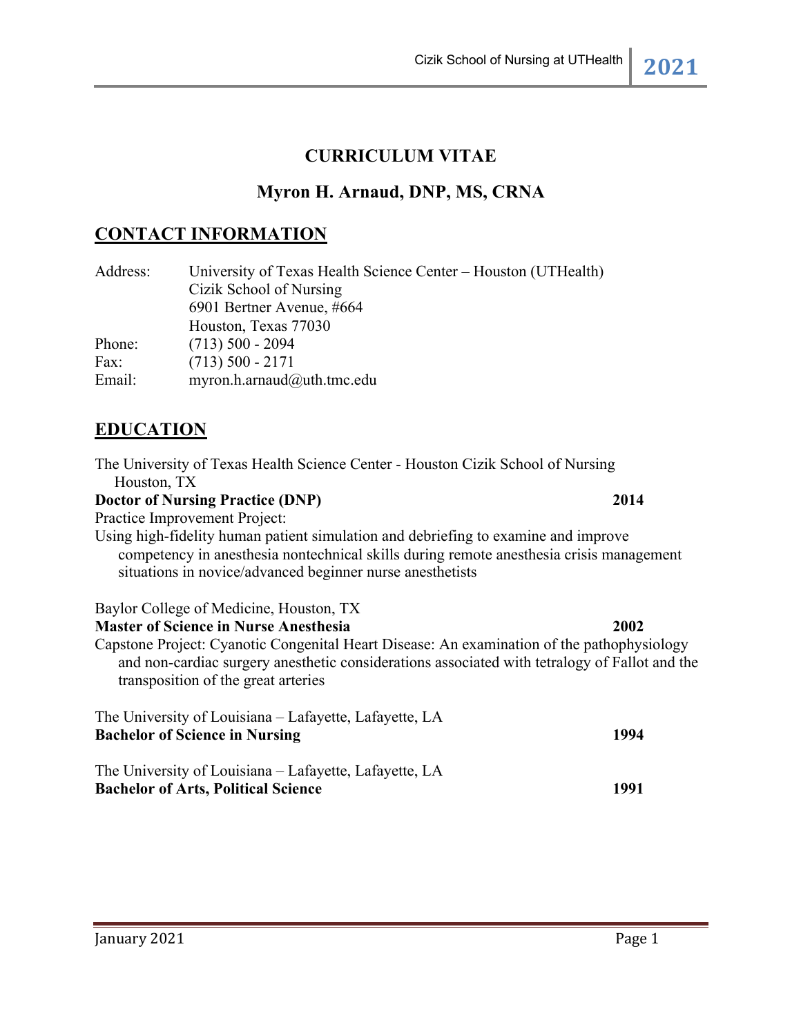# CURRICULUM VITAE

## Myron H. Arnaud, DNP, MS, CRNA

## CONTACT INFORMATION

| | |
|---|---|
| Address: | University of Texas Health Science Center – Houston (UTHealth)<br>Cizik School of Nursing<br>6901 Bertner Avenue, #664<br>Houston, Texas 77030 |
| Phone: | (713) 500 - 2094 |
| Fax: | (713) 500 - 2171 |
| Email: | myron.h.arnaud@uth.tmc.edu |

## EDUCATION

The University of Texas Health Science Center - Houston Cizik School of Nursing
Houston, TX
**Doctor of Nursing Practice (DNP)** **2014**
Practice Improvement Project:
Using high-fidelity human patient simulation and debriefing to examine and improve competency in anesthesia nontechnical skills during remote anesthesia crisis management situations in novice/advanced beginner nurse anesthetists

Baylor College of Medicine, Houston, TX
**Master of Science in Nurse Anesthesia** **2002**
Capstone Project: Cyanotic Congenital Heart Disease: An examination of the pathophysiology and non-cardiac surgery anesthetic considerations associated with tetralogy of Fallot and the transposition of the great arteries

The University of Louisiana – Lafayette, Lafayette, LA
**Bachelor of Science in Nursing** **1994**

The University of Louisiana – Lafayette, Lafayette, LA
**Bachelor of Arts, Political Science** **1991**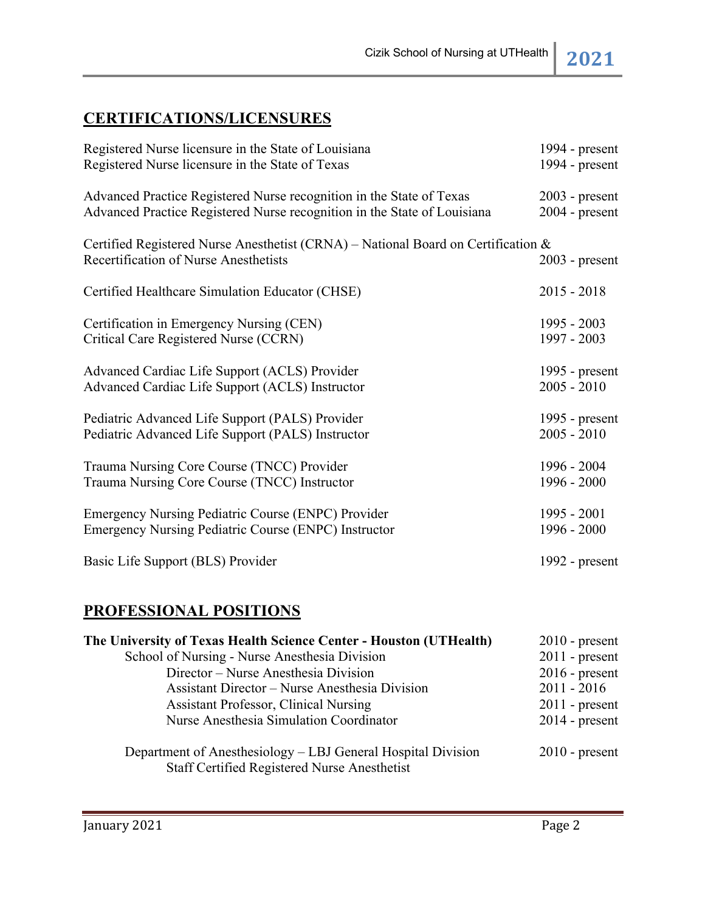## CERTIFICATIONS/LICENSURES

| | |
|---|---|
| Registered Nurse licensure in the State of Louisiana | 1994 - present |
| Registered Nurse licensure in the State of Texas | 1994 - present |
| Advanced Practice Registered Nurse recognition in the State of Texas | 2003 - present |
| Advanced Practice Registered Nurse recognition in the State of Louisiana | 2004 - present |
| Certified Registered Nurse Anesthetist (CRNA) – National Board on Certification & Recertification of Nurse Anesthetists | 2003 - present |
| Certified Healthcare Simulation Educator (CHSE) | 2015 - 2018 |
| Certification in Emergency Nursing (CEN) | 1995 - 2003 |
| Critical Care Registered Nurse (CCRN) | 1997 - 2003 |
| Advanced Cardiac Life Support (ACLS) Provider | 1995 - present |
| Advanced Cardiac Life Support (ACLS) Instructor | 2005 - 2010 |
| Pediatric Advanced Life Support (PALS) Provider | 1995 - present |
| Pediatric Advanced Life Support (PALS) Instructor | 2005 - 2010 |
| Trauma Nursing Core Course (TNCC) Provider | 1996 - 2004 |
| Trauma Nursing Core Course (TNCC) Instructor | 1996 - 2000 |
| Emergency Nursing Pediatric Course (ENPC) Provider | 1995 - 2001 |
| Emergency Nursing Pediatric Course (ENPC) Instructor | 1996 - 2000 |
| Basic Life Support (BLS) Provider | 1992 - present |

## PROFESSIONAL POSITIONS

| | |
|---|---|
| **The University of Texas Health Science Center - Houston (UTHealth)** | 2010 - present |
| School of Nursing - Nurse Anesthesia Division | 2011 - present |
| Director – Nurse Anesthesia Division | 2016 - present |
| Assistant Director – Nurse Anesthesia Division | 2011 - 2016 |
| Assistant Professor, Clinical Nursing | 2011 - present |
| Nurse Anesthesia Simulation Coordinator | 2014 - present |
| Department of Anesthesiology – LBJ General Hospital Division | 2010 - present |
| Staff Certified Registered Nurse Anesthetist | |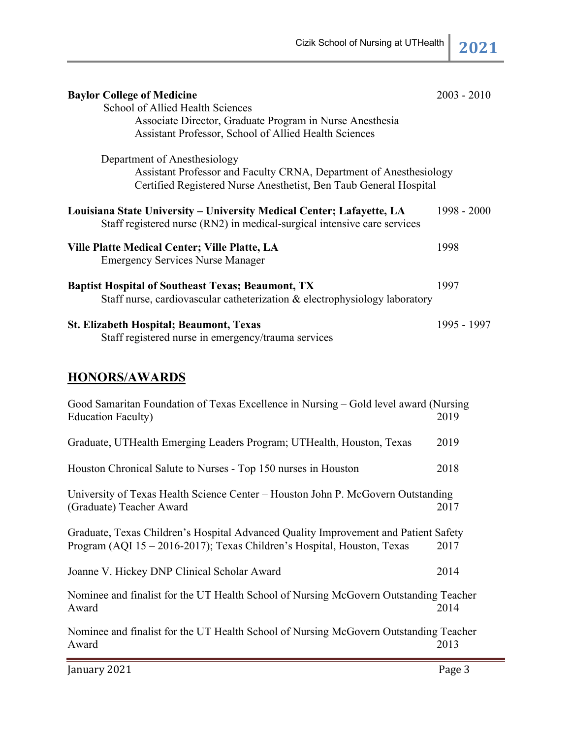**Baylor College of Medicine** 2003 - 2010

School of Allied Health Sciences

Associate Director, Graduate Program in Nurse Anesthesia

Assistant Professor, School of Allied Health Sciences

Department of Anesthesiology

Assistant Professor and Faculty CRNA, Department of Anesthesiology

Certified Registered Nurse Anesthetist, Ben Taub General Hospital

**Louisiana State University – University Medical Center; Lafayette, LA** 1998 - 2000

Staff registered nurse (RN2) in medical-surgical intensive care services

**Ville Platte Medical Center; Ville Platte, LA** 1998

Emergency Services Nurse Manager

**Baptist Hospital of Southeast Texas; Beaumont, TX** 1997

Staff nurse, cardiovascular catheterization & electrophysiology laboratory

**St. Elizabeth Hospital; Beaumont, Texas** 1995 - 1997

Staff registered nurse in emergency/trauma services

## HONORS/AWARDS

Good Samaritan Foundation of Texas Excellence in Nursing – Gold level award (Nursing Education Faculty) 2019

Graduate, UTHealth Emerging Leaders Program; UTHealth, Houston, Texas 2019

Houston Chronical Salute to Nurses - Top 150 nurses in Houston 2018

University of Texas Health Science Center – Houston John P. McGovern Outstanding (Graduate) Teacher Award 2017

Graduate, Texas Children's Hospital Advanced Quality Improvement and Patient Safety Program (AQI 15 – 2016-2017); Texas Children's Hospital, Houston, Texas 2017

Joanne V. Hickey DNP Clinical Scholar Award 2014

Nominee and finalist for the UT Health School of Nursing McGovern Outstanding Teacher Award 2014

Nominee and finalist for the UT Health School of Nursing McGovern Outstanding Teacher Award 2013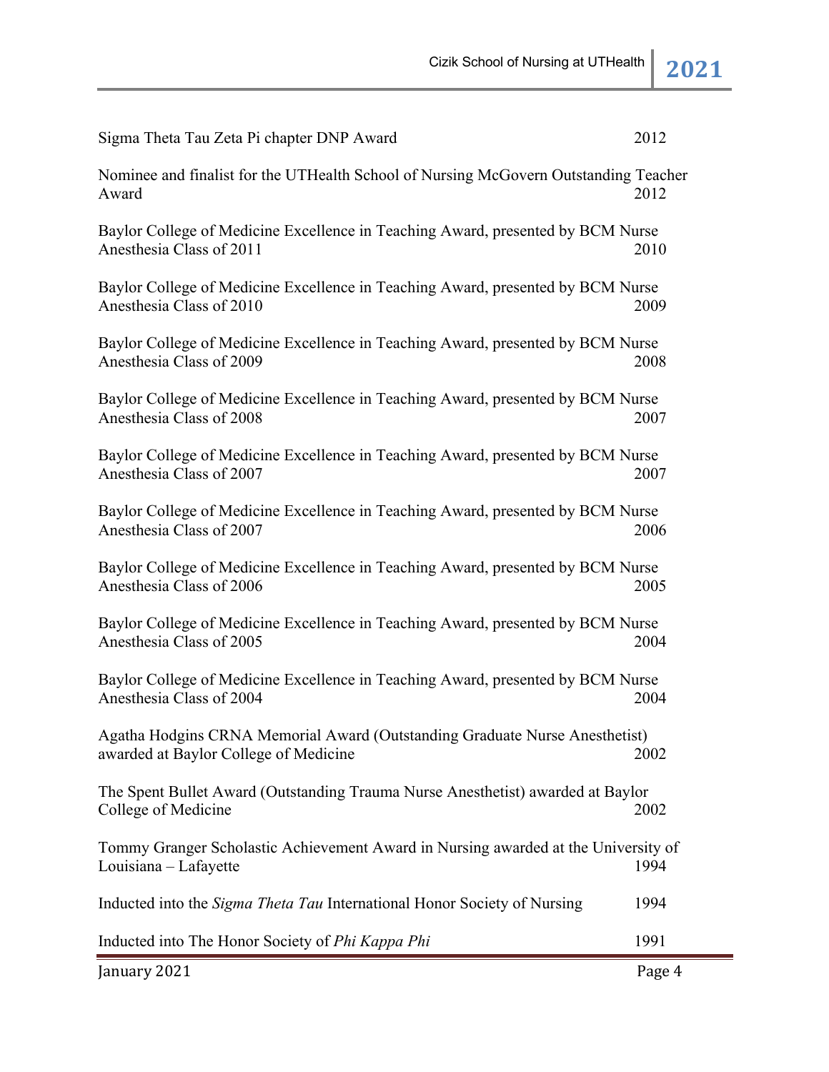Sigma Theta Tau Zeta Pi chapter DNP Award 2012

Nominee and finalist for the UTHealth School of Nursing McGovern Outstanding Teacher Award 2012

Baylor College of Medicine Excellence in Teaching Award, presented by BCM Nurse Anesthesia Class of 2011 2010

Baylor College of Medicine Excellence in Teaching Award, presented by BCM Nurse Anesthesia Class of 2010 2009

Baylor College of Medicine Excellence in Teaching Award, presented by BCM Nurse Anesthesia Class of 2009 2008

Baylor College of Medicine Excellence in Teaching Award, presented by BCM Nurse Anesthesia Class of 2008 2007

Baylor College of Medicine Excellence in Teaching Award, presented by BCM Nurse Anesthesia Class of 2007 2007

Baylor College of Medicine Excellence in Teaching Award, presented by BCM Nurse Anesthesia Class of 2007 2006

Baylor College of Medicine Excellence in Teaching Award, presented by BCM Nurse Anesthesia Class of 2006 2005

Baylor College of Medicine Excellence in Teaching Award, presented by BCM Nurse Anesthesia Class of 2005 2004

Baylor College of Medicine Excellence in Teaching Award, presented by BCM Nurse Anesthesia Class of 2004 2004

Agatha Hodgins CRNA Memorial Award (Outstanding Graduate Nurse Anesthetist) awarded at Baylor College of Medicine 2002

The Spent Bullet Award (Outstanding Trauma Nurse Anesthetist) awarded at Baylor College of Medicine 2002

Tommy Granger Scholastic Achievement Award in Nursing awarded at the University of Louisiana – Lafayette 1994

Inducted into the *Sigma Theta Tau* International Honor Society of Nursing 1994

Inducted into The Honor Society of *Phi Kappa Phi* 1991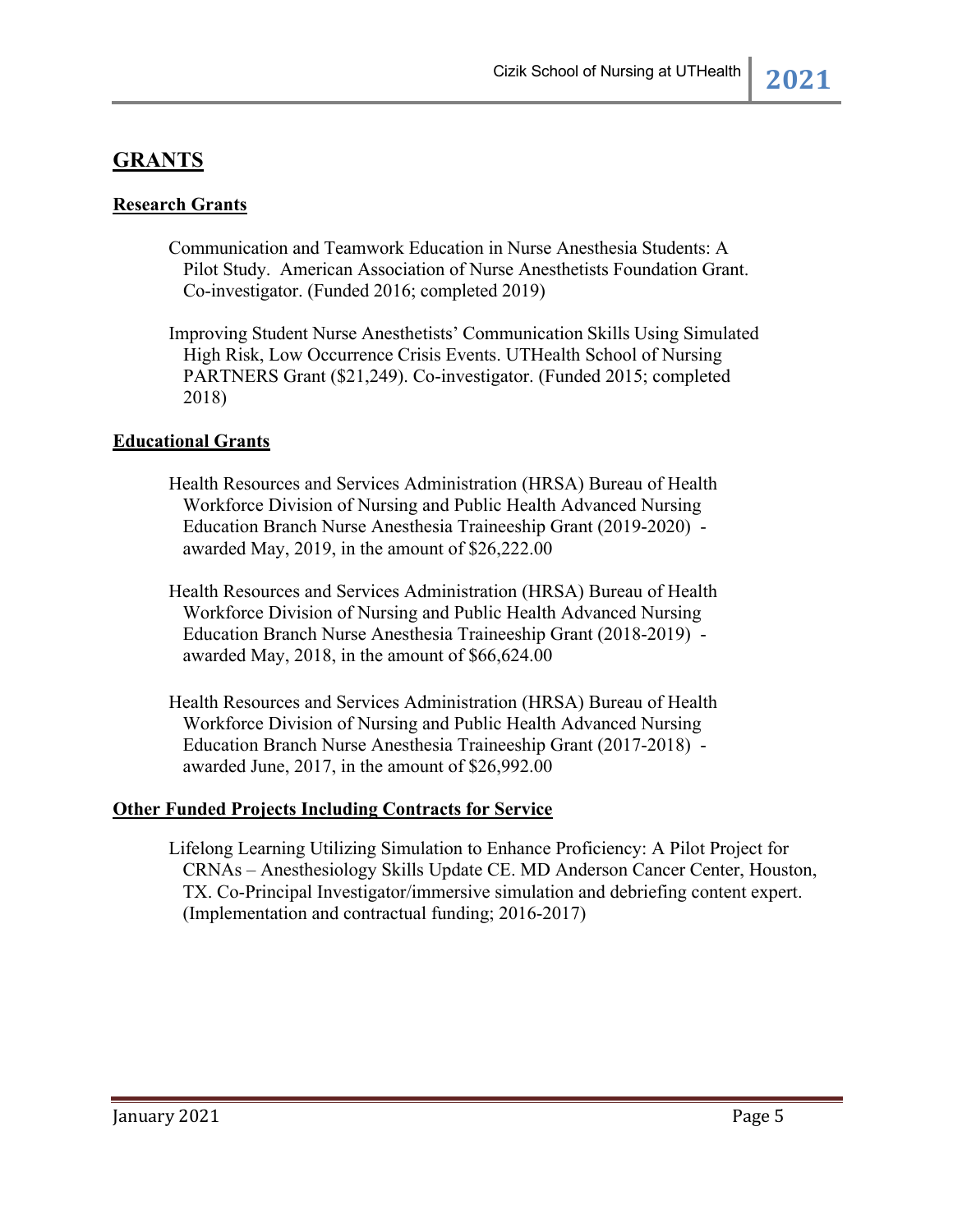## GRANTS

### Research Grants

Communication and Teamwork Education in Nurse Anesthesia Students: A Pilot Study. American Association of Nurse Anesthetists Foundation Grant. Co-investigator. (Funded 2016; completed 2019)

Improving Student Nurse Anesthetists' Communication Skills Using Simulated High Risk, Low Occurrence Crisis Events. UTHealth School of Nursing PARTNERS Grant ($21,249). Co-investigator. (Funded 2015; completed 2018)

### Educational Grants

Health Resources and Services Administration (HRSA) Bureau of Health Workforce Division of Nursing and Public Health Advanced Nursing Education Branch Nurse Anesthesia Traineeship Grant (2019-2020) - awarded May, 2019, in the amount of $26,222.00

Health Resources and Services Administration (HRSA) Bureau of Health Workforce Division of Nursing and Public Health Advanced Nursing Education Branch Nurse Anesthesia Traineeship Grant (2018-2019) - awarded May, 2018, in the amount of $66,624.00

Health Resources and Services Administration (HRSA) Bureau of Health Workforce Division of Nursing and Public Health Advanced Nursing Education Branch Nurse Anesthesia Traineeship Grant (2017-2018) - awarded June, 2017, in the amount of $26,992.00

### Other Funded Projects Including Contracts for Service

Lifelong Learning Utilizing Simulation to Enhance Proficiency: A Pilot Project for CRNAs – Anesthesiology Skills Update CE. MD Anderson Cancer Center, Houston, TX. Co-Principal Investigator/immersive simulation and debriefing content expert. (Implementation and contractual funding; 2016-2017)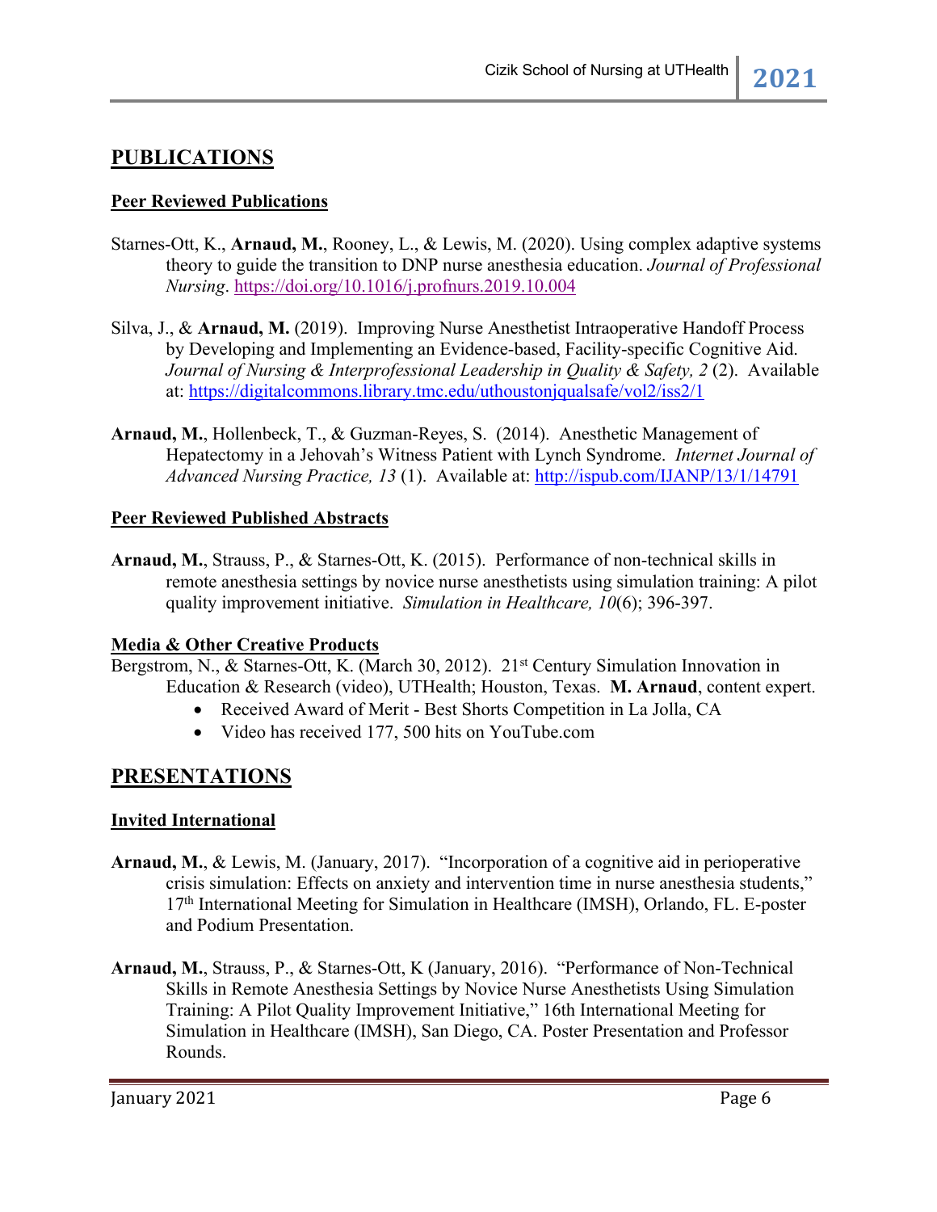## PUBLICATIONS

### Peer Reviewed Publications

Starnes-Ott, K., **Arnaud, M.**, Rooney, L., & Lewis, M. (2020). Using complex adaptive systems theory to guide the transition to DNP nurse anesthesia education. *Journal of Professional Nursing*. https://doi.org/10.1016/j.profnurs.2019.10.004

Silva, J., & **Arnaud, M.** (2019). Improving Nurse Anesthetist Intraoperative Handoff Process by Developing and Implementing an Evidence-based, Facility-specific Cognitive Aid. *Journal of Nursing & Interprofessional Leadership in Quality & Safety, 2* (2). Available at: https://digitalcommons.library.tmc.edu/uthoustonjqualsafe/vol2/iss2/1

**Arnaud, M.**, Hollenbeck, T., & Guzman-Reyes, S. (2014). Anesthetic Management of Hepatectomy in a Jehovah's Witness Patient with Lynch Syndrome. *Internet Journal of Advanced Nursing Practice, 13* (1). Available at: http://ispub.com/IJANP/13/1/14791

### Peer Reviewed Published Abstracts

**Arnaud, M.**, Strauss, P., & Starnes-Ott, K. (2015). Performance of non-technical skills in remote anesthesia settings by novice nurse anesthetists using simulation training: A pilot quality improvement initiative. *Simulation in Healthcare, 10*(6); 396-397.

### Media & Other Creative Products

Bergstrom, N., & Starnes-Ott, K. (March 30, 2012). 21st Century Simulation Innovation in Education & Research (video), UTHealth; Houston, Texas. **M. Arnaud**, content expert.

- Received Award of Merit - Best Shorts Competition in La Jolla, CA
- Video has received 177, 500 hits on YouTube.com

## PRESENTATIONS

### Invited International

**Arnaud, M.**, & Lewis, M. (January, 2017). "Incorporation of a cognitive aid in perioperative crisis simulation: Effects on anxiety and intervention time in nurse anesthesia students," 17th International Meeting for Simulation in Healthcare (IMSH), Orlando, FL. E-poster and Podium Presentation.

**Arnaud, M.**, Strauss, P., & Starnes-Ott, K (January, 2016). "Performance of Non-Technical Skills in Remote Anesthesia Settings by Novice Nurse Anesthetists Using Simulation Training: A Pilot Quality Improvement Initiative," 16th International Meeting for Simulation in Healthcare (IMSH), San Diego, CA. Poster Presentation and Professor Rounds.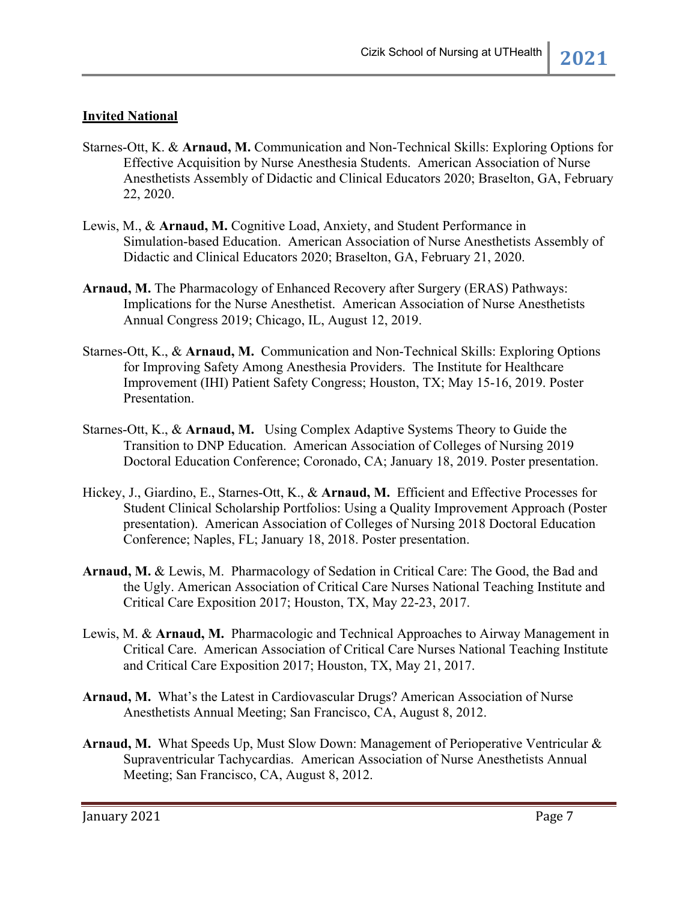**Invited National**

Starnes-Ott, K. & **Arnaud, M.** Communication and Non-Technical Skills: Exploring Options for Effective Acquisition by Nurse Anesthesia Students. American Association of Nurse Anesthetists Assembly of Didactic and Clinical Educators 2020; Braselton, GA, February 22, 2020.

Lewis, M., & **Arnaud, M.** Cognitive Load, Anxiety, and Student Performance in Simulation-based Education. American Association of Nurse Anesthetists Assembly of Didactic and Clinical Educators 2020; Braselton, GA, February 21, 2020.

**Arnaud, M.** The Pharmacology of Enhanced Recovery after Surgery (ERAS) Pathways: Implications for the Nurse Anesthetist. American Association of Nurse Anesthetists Annual Congress 2019; Chicago, IL, August 12, 2019.

Starnes-Ott, K., & **Arnaud, M.** Communication and Non-Technical Skills: Exploring Options for Improving Safety Among Anesthesia Providers. The Institute for Healthcare Improvement (IHI) Patient Safety Congress; Houston, TX; May 15-16, 2019. Poster Presentation.

Starnes-Ott, K., & **Arnaud, M.** Using Complex Adaptive Systems Theory to Guide the Transition to DNP Education. American Association of Colleges of Nursing 2019 Doctoral Education Conference; Coronado, CA; January 18, 2019. Poster presentation.

Hickey, J., Giardino, E., Starnes-Ott, K., & **Arnaud, M.** Efficient and Effective Processes for Student Clinical Scholarship Portfolios: Using a Quality Improvement Approach (Poster presentation). American Association of Colleges of Nursing 2018 Doctoral Education Conference; Naples, FL; January 18, 2018. Poster presentation.

**Arnaud, M.** & Lewis, M. Pharmacology of Sedation in Critical Care: The Good, the Bad and the Ugly. American Association of Critical Care Nurses National Teaching Institute and Critical Care Exposition 2017; Houston, TX, May 22-23, 2017.

Lewis, M. & **Arnaud, M.** Pharmacologic and Technical Approaches to Airway Management in Critical Care. American Association of Critical Care Nurses National Teaching Institute and Critical Care Exposition 2017; Houston, TX, May 21, 2017.

**Arnaud, M.** What's the Latest in Cardiovascular Drugs? American Association of Nurse Anesthetists Annual Meeting; San Francisco, CA, August 8, 2012.

**Arnaud, M.** What Speeds Up, Must Slow Down: Management of Perioperative Ventricular & Supraventricular Tachycardias. American Association of Nurse Anesthetists Annual Meeting; San Francisco, CA, August 8, 2012.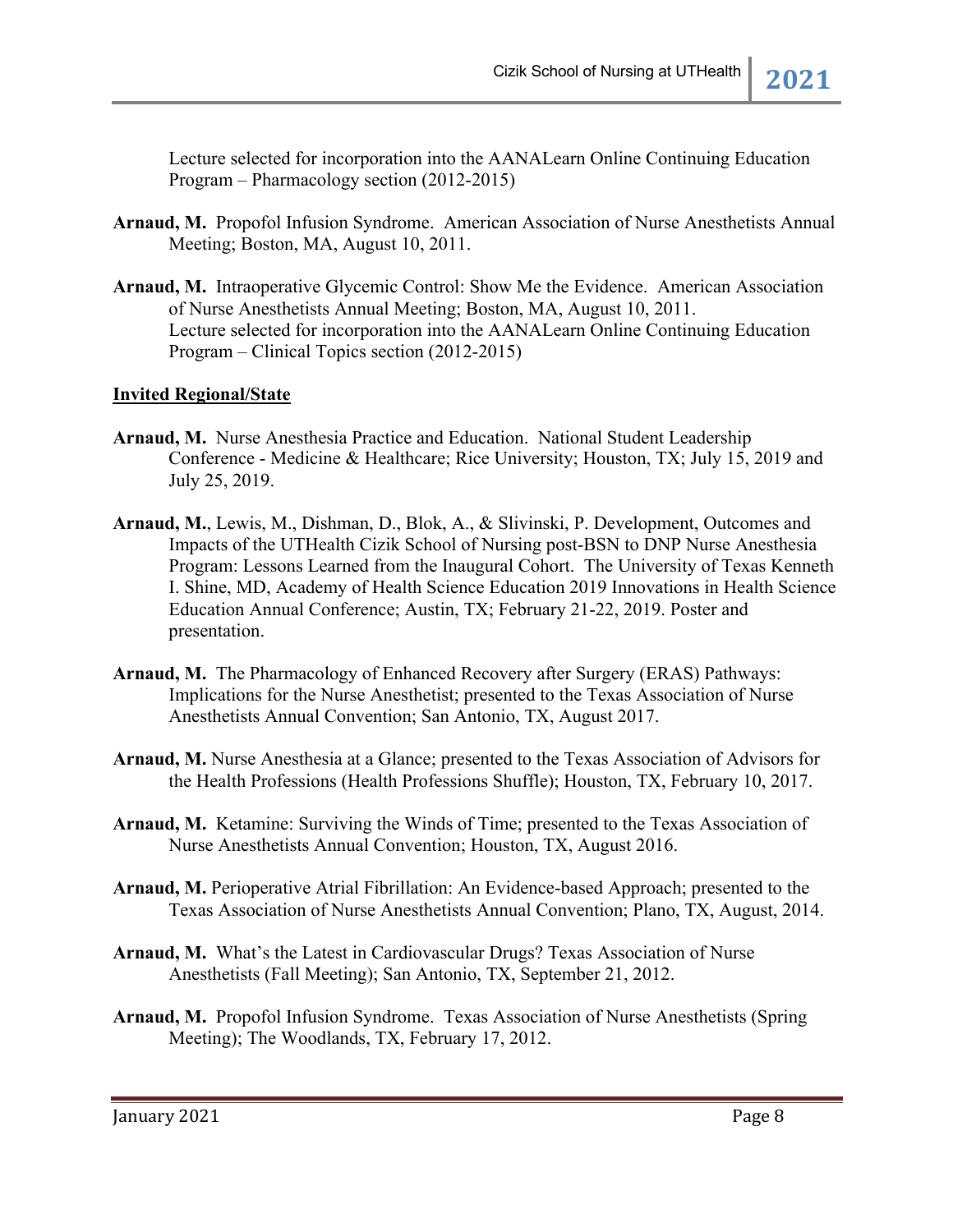Lecture selected for incorporation into the AANALearn Online Continuing Education Program – Pharmacology section (2012-2015)

**Arnaud, M.** Propofol Infusion Syndrome. American Association of Nurse Anesthetists Annual Meeting; Boston, MA, August 10, 2011.

**Arnaud, M.** Intraoperative Glycemic Control: Show Me the Evidence. American Association of Nurse Anesthetists Annual Meeting; Boston, MA, August 10, 2011. Lecture selected for incorporation into the AANALearn Online Continuing Education Program – Clinical Topics section (2012-2015)

**Invited Regional/State**

**Arnaud, M.** Nurse Anesthesia Practice and Education. National Student Leadership Conference - Medicine & Healthcare; Rice University; Houston, TX; July 15, 2019 and July 25, 2019.

**Arnaud, M.**, Lewis, M., Dishman, D., Blok, A., & Slivinski, P. Development, Outcomes and Impacts of the UTHealth Cizik School of Nursing post-BSN to DNP Nurse Anesthesia Program: Lessons Learned from the Inaugural Cohort. The University of Texas Kenneth I. Shine, MD, Academy of Health Science Education 2019 Innovations in Health Science Education Annual Conference; Austin, TX; February 21-22, 2019. Poster and presentation.

**Arnaud, M.** The Pharmacology of Enhanced Recovery after Surgery (ERAS) Pathways: Implications for the Nurse Anesthetist; presented to the Texas Association of Nurse Anesthetists Annual Convention; San Antonio, TX, August 2017.

**Arnaud, M.** Nurse Anesthesia at a Glance; presented to the Texas Association of Advisors for the Health Professions (Health Professions Shuffle); Houston, TX, February 10, 2017.

**Arnaud, M.** Ketamine: Surviving the Winds of Time; presented to the Texas Association of Nurse Anesthetists Annual Convention; Houston, TX, August 2016.

**Arnaud, M.** Perioperative Atrial Fibrillation: An Evidence-based Approach; presented to the Texas Association of Nurse Anesthetists Annual Convention; Plano, TX, August, 2014.

**Arnaud, M.** What's the Latest in Cardiovascular Drugs? Texas Association of Nurse Anesthetists (Fall Meeting); San Antonio, TX, September 21, 2012.

**Arnaud, M.** Propofol Infusion Syndrome. Texas Association of Nurse Anesthetists (Spring Meeting); The Woodlands, TX, February 17, 2012.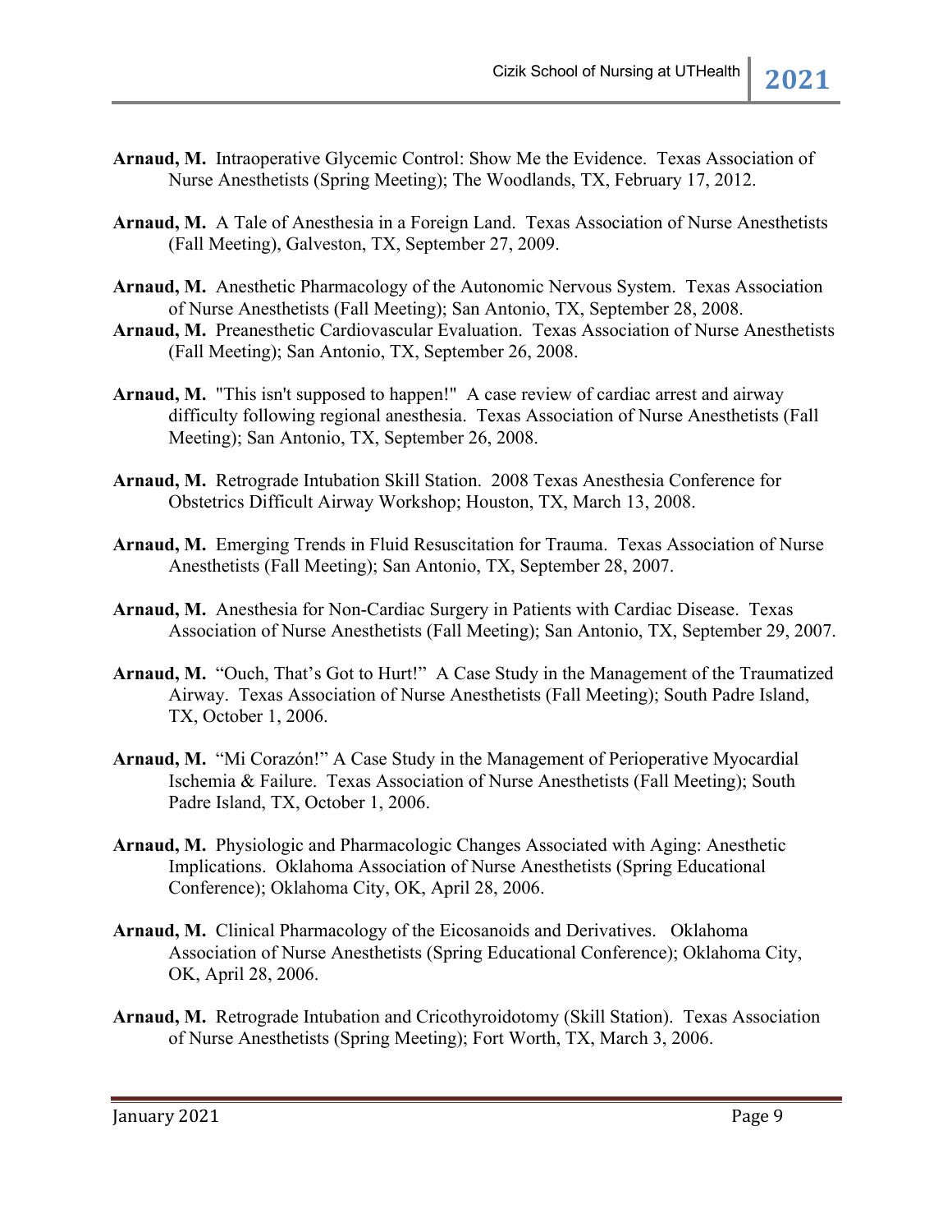**Arnaud, M.** Intraoperative Glycemic Control: Show Me the Evidence. Texas Association of Nurse Anesthetists (Spring Meeting); The Woodlands, TX, February 17, 2012.

**Arnaud, M.** A Tale of Anesthesia in a Foreign Land. Texas Association of Nurse Anesthetists (Fall Meeting), Galveston, TX, September 27, 2009.

**Arnaud, M.** Anesthetic Pharmacology of the Autonomic Nervous System. Texas Association of Nurse Anesthetists (Fall Meeting); San Antonio, TX, September 28, 2008.

**Arnaud, M.** Preanesthetic Cardiovascular Evaluation. Texas Association of Nurse Anesthetists (Fall Meeting); San Antonio, TX, September 26, 2008.

**Arnaud, M.** "This isn't supposed to happen!" A case review of cardiac arrest and airway difficulty following regional anesthesia. Texas Association of Nurse Anesthetists (Fall Meeting); San Antonio, TX, September 26, 2008.

**Arnaud, M.** Retrograde Intubation Skill Station. 2008 Texas Anesthesia Conference for Obstetrics Difficult Airway Workshop; Houston, TX, March 13, 2008.

**Arnaud, M.** Emerging Trends in Fluid Resuscitation for Trauma. Texas Association of Nurse Anesthetists (Fall Meeting); San Antonio, TX, September 28, 2007.

**Arnaud, M.** Anesthesia for Non-Cardiac Surgery in Patients with Cardiac Disease. Texas Association of Nurse Anesthetists (Fall Meeting); San Antonio, TX, September 29, 2007.

**Arnaud, M.** "Ouch, That's Got to Hurt!" A Case Study in the Management of the Traumatized Airway. Texas Association of Nurse Anesthetists (Fall Meeting); South Padre Island, TX, October 1, 2006.

**Arnaud, M.** "Mi Corazón!" A Case Study in the Management of Perioperative Myocardial Ischemia & Failure. Texas Association of Nurse Anesthetists (Fall Meeting); South Padre Island, TX, October 1, 2006.

**Arnaud, M.** Physiologic and Pharmacologic Changes Associated with Aging: Anesthetic Implications. Oklahoma Association of Nurse Anesthetists (Spring Educational Conference); Oklahoma City, OK, April 28, 2006.

**Arnaud, M.** Clinical Pharmacology of the Eicosanoids and Derivatives. Oklahoma Association of Nurse Anesthetists (Spring Educational Conference); Oklahoma City, OK, April 28, 2006.

**Arnaud, M.** Retrograde Intubation and Cricothyroidotomy (Skill Station). Texas Association of Nurse Anesthetists (Spring Meeting); Fort Worth, TX, March 3, 2006.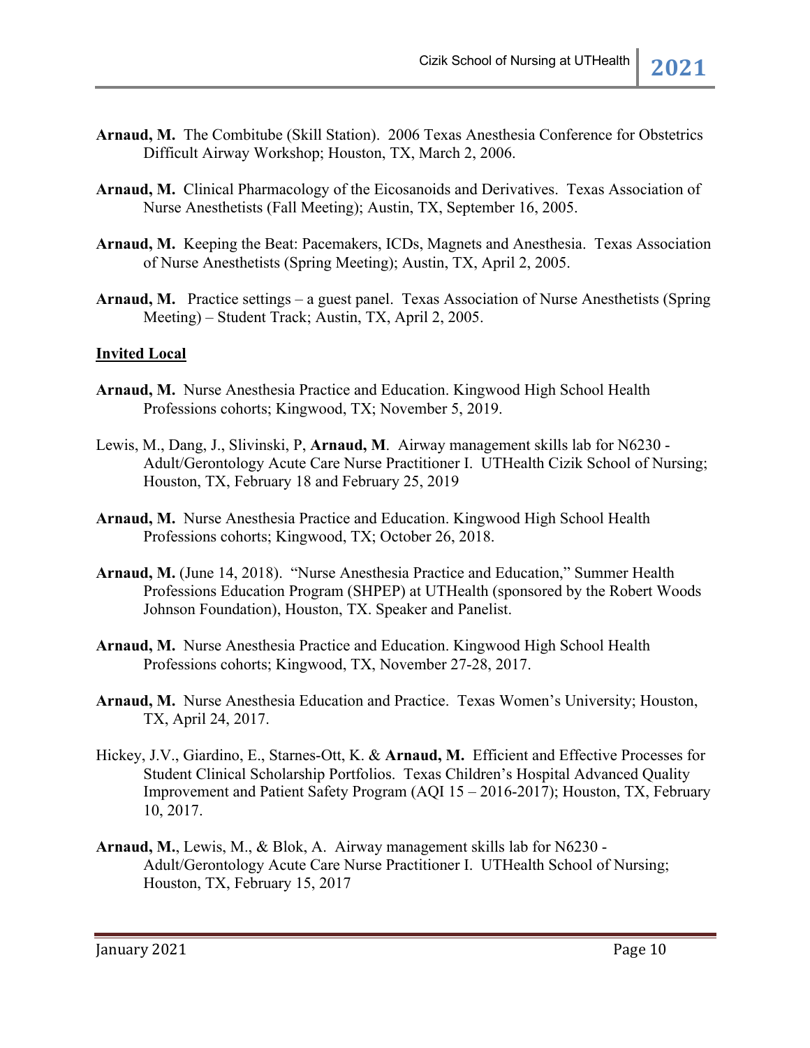**Arnaud, M.** The Combitube (Skill Station). 2006 Texas Anesthesia Conference for Obstetrics Difficult Airway Workshop; Houston, TX, March 2, 2006.

**Arnaud, M.** Clinical Pharmacology of the Eicosanoids and Derivatives. Texas Association of Nurse Anesthetists (Fall Meeting); Austin, TX, September 16, 2005.

**Arnaud, M.** Keeping the Beat: Pacemakers, ICDs, Magnets and Anesthesia. Texas Association of Nurse Anesthetists (Spring Meeting); Austin, TX, April 2, 2005.

**Arnaud, M.** Practice settings – a guest panel. Texas Association of Nurse Anesthetists (Spring Meeting) – Student Track; Austin, TX, April 2, 2005.

**<u>Invited Local</u>**

**Arnaud, M.** Nurse Anesthesia Practice and Education. Kingwood High School Health Professions cohorts; Kingwood, TX; November 5, 2019.

Lewis, M., Dang, J., Slivinski, P, **Arnaud, M**. Airway management skills lab for N6230 - Adult/Gerontology Acute Care Nurse Practitioner I. UTHealth Cizik School of Nursing; Houston, TX, February 18 and February 25, 2019

**Arnaud, M.** Nurse Anesthesia Practice and Education. Kingwood High School Health Professions cohorts; Kingwood, TX; October 26, 2018.

**Arnaud, M.** (June 14, 2018). "Nurse Anesthesia Practice and Education," Summer Health Professions Education Program (SHPEP) at UTHealth (sponsored by the Robert Woods Johnson Foundation), Houston, TX. Speaker and Panelist.

**Arnaud, M.** Nurse Anesthesia Practice and Education. Kingwood High School Health Professions cohorts; Kingwood, TX, November 27-28, 2017.

**Arnaud, M.** Nurse Anesthesia Education and Practice. Texas Women's University; Houston, TX, April 24, 2017.

Hickey, J.V., Giardino, E., Starnes-Ott, K. & **Arnaud, M.** Efficient and Effective Processes for Student Clinical Scholarship Portfolios. Texas Children's Hospital Advanced Quality Improvement and Patient Safety Program (AQI 15 – 2016-2017); Houston, TX, February 10, 2017.

**Arnaud, M.**, Lewis, M., & Blok, A. Airway management skills lab for N6230 - Adult/Gerontology Acute Care Nurse Practitioner I. UTHealth School of Nursing; Houston, TX, February 15, 2017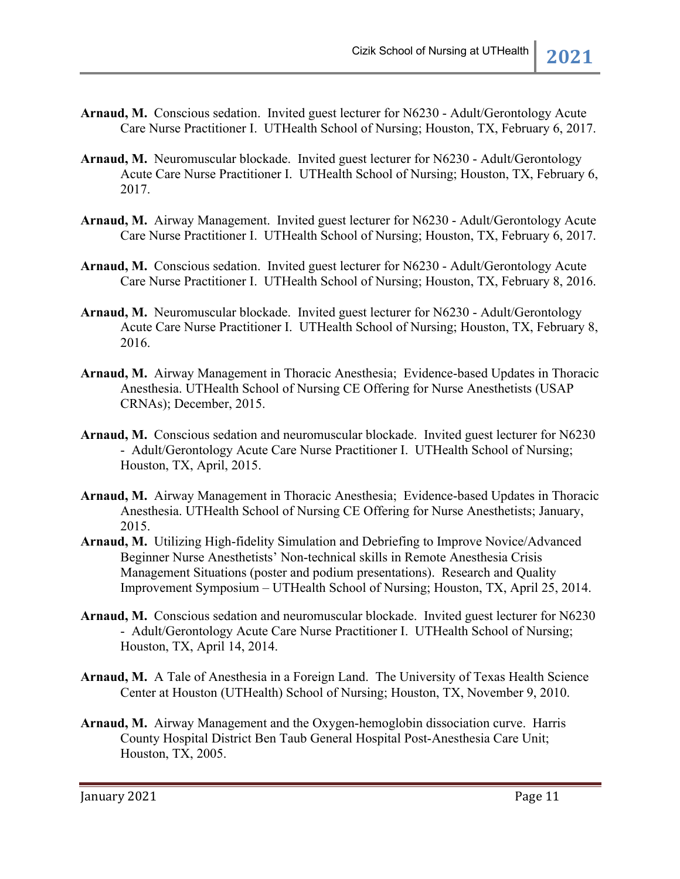**Arnaud, M.** Conscious sedation. Invited guest lecturer for N6230 - Adult/Gerontology Acute Care Nurse Practitioner I. UTHealth School of Nursing; Houston, TX, February 6, 2017.

**Arnaud, M.** Neuromuscular blockade. Invited guest lecturer for N6230 - Adult/Gerontology Acute Care Nurse Practitioner I. UTHealth School of Nursing; Houston, TX, February 6, 2017.

**Arnaud, M.** Airway Management. Invited guest lecturer for N6230 - Adult/Gerontology Acute Care Nurse Practitioner I. UTHealth School of Nursing; Houston, TX, February 6, 2017.

**Arnaud, M.** Conscious sedation. Invited guest lecturer for N6230 - Adult/Gerontology Acute Care Nurse Practitioner I. UTHealth School of Nursing; Houston, TX, February 8, 2016.

**Arnaud, M.** Neuromuscular blockade. Invited guest lecturer for N6230 - Adult/Gerontology Acute Care Nurse Practitioner I. UTHealth School of Nursing; Houston, TX, February 8, 2016.

**Arnaud, M.** Airway Management in Thoracic Anesthesia; Evidence-based Updates in Thoracic Anesthesia. UTHealth School of Nursing CE Offering for Nurse Anesthetists (USAP CRNAs); December, 2015.

**Arnaud, M.** Conscious sedation and neuromuscular blockade. Invited guest lecturer for N6230 - Adult/Gerontology Acute Care Nurse Practitioner I. UTHealth School of Nursing; Houston, TX, April, 2015.

**Arnaud, M.** Airway Management in Thoracic Anesthesia; Evidence-based Updates in Thoracic Anesthesia. UTHealth School of Nursing CE Offering for Nurse Anesthetists; January, 2015.

**Arnaud, M.** Utilizing High-fidelity Simulation and Debriefing to Improve Novice/Advanced Beginner Nurse Anesthetists' Non-technical skills in Remote Anesthesia Crisis Management Situations (poster and podium presentations). Research and Quality Improvement Symposium – UTHealth School of Nursing; Houston, TX, April 25, 2014.

**Arnaud, M.** Conscious sedation and neuromuscular blockade. Invited guest lecturer for N6230 - Adult/Gerontology Acute Care Nurse Practitioner I. UTHealth School of Nursing; Houston, TX, April 14, 2014.

**Arnaud, M.** A Tale of Anesthesia in a Foreign Land. The University of Texas Health Science Center at Houston (UTHealth) School of Nursing; Houston, TX, November 9, 2010.

**Arnaud, M.** Airway Management and the Oxygen-hemoglobin dissociation curve. Harris County Hospital District Ben Taub General Hospital Post-Anesthesia Care Unit; Houston, TX, 2005.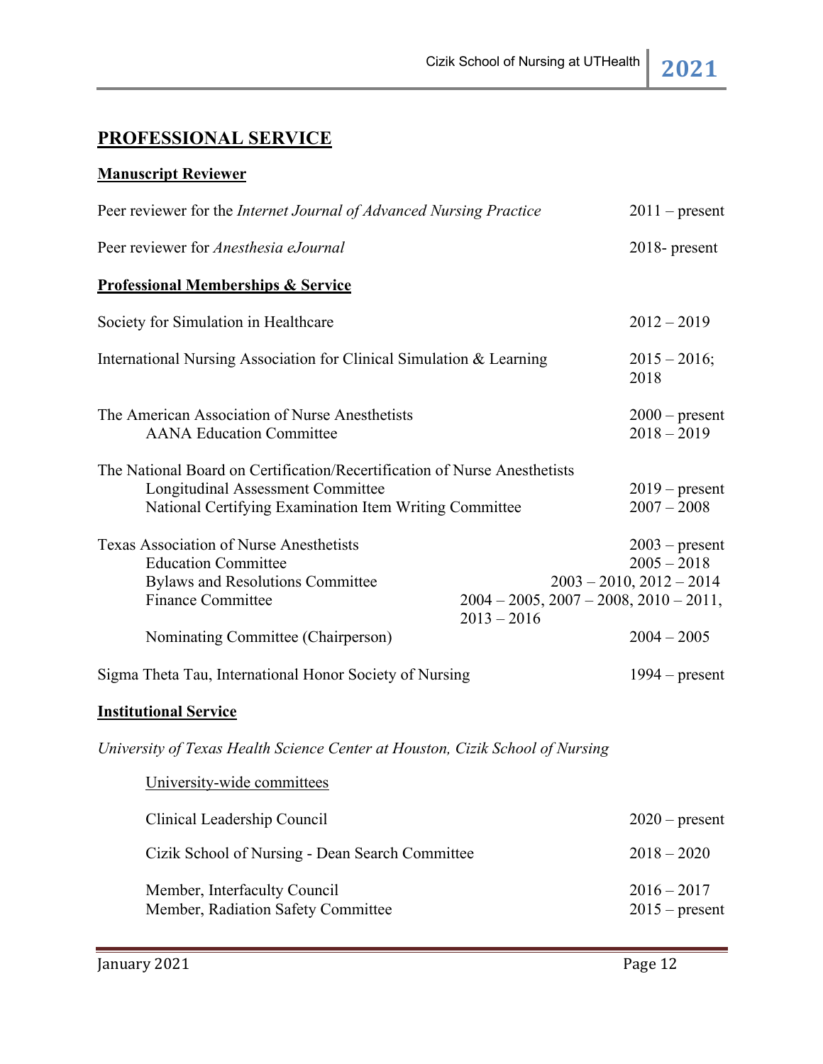## PROFESSIONAL SERVICE

### Manuscript Reviewer

Peer reviewer for the *Internet Journal of Advanced Nursing Practice* 2011 – present

Peer reviewer for *Anesthesia eJournal* 2018- present

### Professional Memberships & Service

Society for Simulation in Healthcare 2012 – 2019

International Nursing Association for Clinical Simulation & Learning 2015 – 2016; 2018

The American Association of Nurse Anesthetists 2000 – present
- AANA Education Committee 2018 – 2019

The National Board on Certification/Recertification of Nurse Anesthetists
- Longitudinal Assessment Committee 2019 – present
- National Certifying Examination Item Writing Committee 2007 – 2008

Texas Association of Nurse Anesthetists 2003 – present
- Education Committee 2005 – 2018
- Bylaws and Resolutions Committee 2003 – 2010, 2012 – 2014
- Finance Committee 2004 – 2005, 2007 – 2008, 2010 – 2011, 2013 – 2016
- Nominating Committee (Chairperson) 2004 – 2005

Sigma Theta Tau, International Honor Society of Nursing 1994 – present

### Institutional Service

*University of Texas Health Science Center at Houston, Cizik School of Nursing*

University-wide committees

- Clinical Leadership Council 2020 – present
- Cizik School of Nursing - Dean Search Committee 2018 – 2020
- Member, Interfaculty Council 2016 – 2017
- Member, Radiation Safety Committee 2015 – present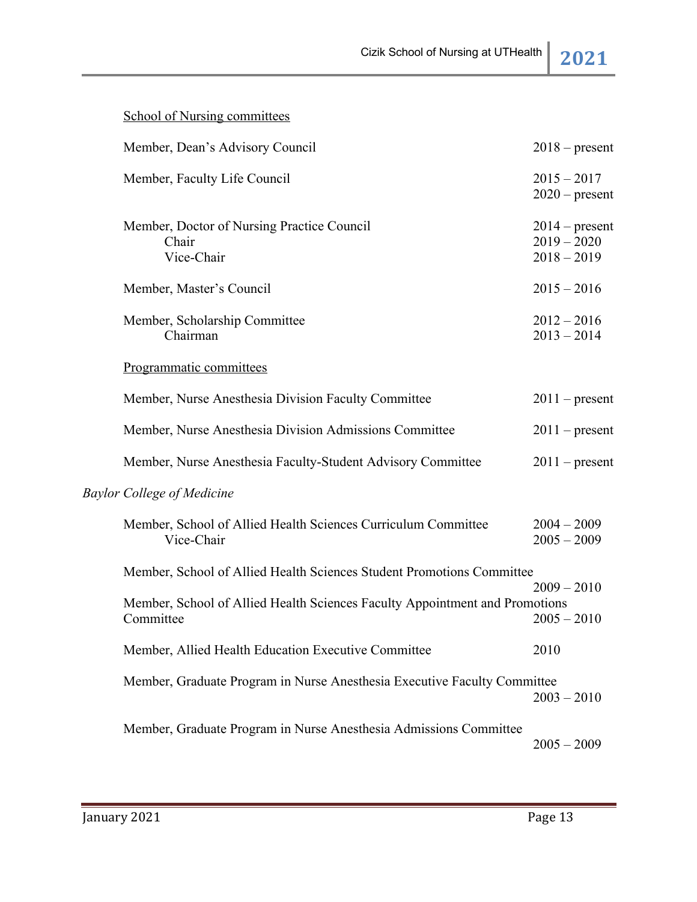School of Nursing committees

| | |
|---|---|
| Member, Dean's Advisory Council | 2018 – present |
| Member, Faculty Life Council | 2015 – 2017<br>2020 – present |
| Member, Doctor of Nursing Practice Council | 2014 – present |
| Chair | 2019 – 2020 |
| Vice-Chair | 2018 – 2019 |
| Member, Master's Council | 2015 – 2016 |
| Member, Scholarship Committee | 2012 – 2016 |
| Chairman | 2013 – 2014 |

Programmatic committees

| | |
|---|---|
| Member, Nurse Anesthesia Division Faculty Committee | 2011 – present |
| Member, Nurse Anesthesia Division Admissions Committee | 2011 – present |
| Member, Nurse Anesthesia Faculty-Student Advisory Committee | 2011 – present |

*Baylor College of Medicine*

| | |
|---|---|
| Member, School of Allied Health Sciences Curriculum Committee | 2004 – 2009 |
| Vice-Chair | 2005 – 2009 |
| Member, School of Allied Health Sciences Student Promotions Committee | 2009 – 2010 |
| Member, School of Allied Health Sciences Faculty Appointment and Promotions Committee | 2005 – 2010 |
| Member, Allied Health Education Executive Committee | 2010 |
| Member, Graduate Program in Nurse Anesthesia Executive Faculty Committee | 2003 – 2010 |
| Member, Graduate Program in Nurse Anesthesia Admissions Committee | 2005 – 2009 |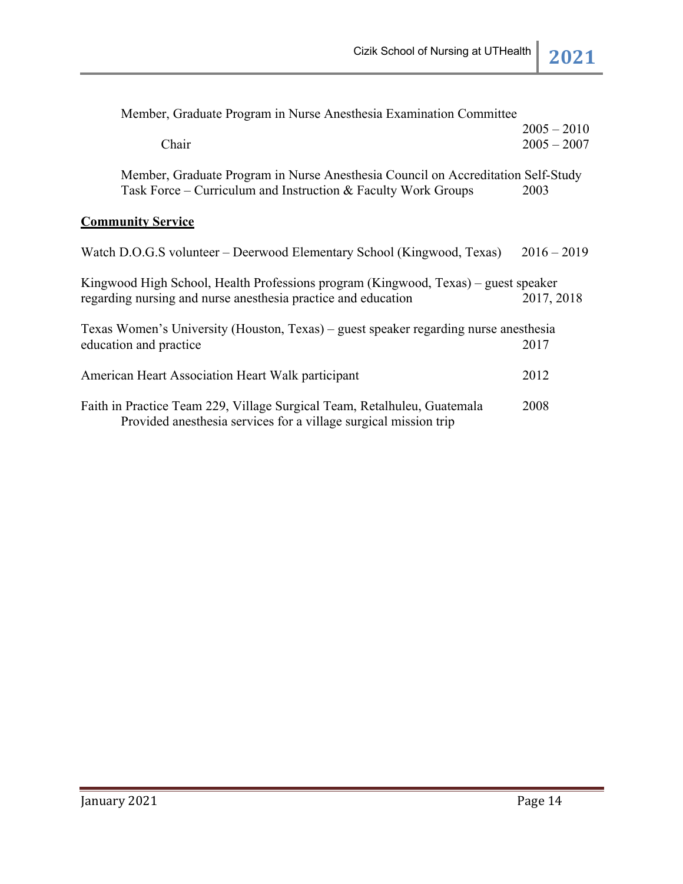Member, Graduate Program in Nurse Anesthesia Examination Committee 2005 – 2010

Chair 2005 – 2007

Member, Graduate Program in Nurse Anesthesia Council on Accreditation Self-Study Task Force – Curriculum and Instruction & Faculty Work Groups 2003

**Community Service**

Watch D.O.G.S volunteer – Deerwood Elementary School (Kingwood, Texas) 2016 – 2019

Kingwood High School, Health Professions program (Kingwood, Texas) – guest speaker regarding nursing and nurse anesthesia practice and education 2017, 2018

Texas Women's University (Houston, Texas) – guest speaker regarding nurse anesthesia education and practice 2017

American Heart Association Heart Walk participant 2012

Faith in Practice Team 229, Village Surgical Team, Retalhuleu, Guatemala 2008

Provided anesthesia services for a village surgical mission trip